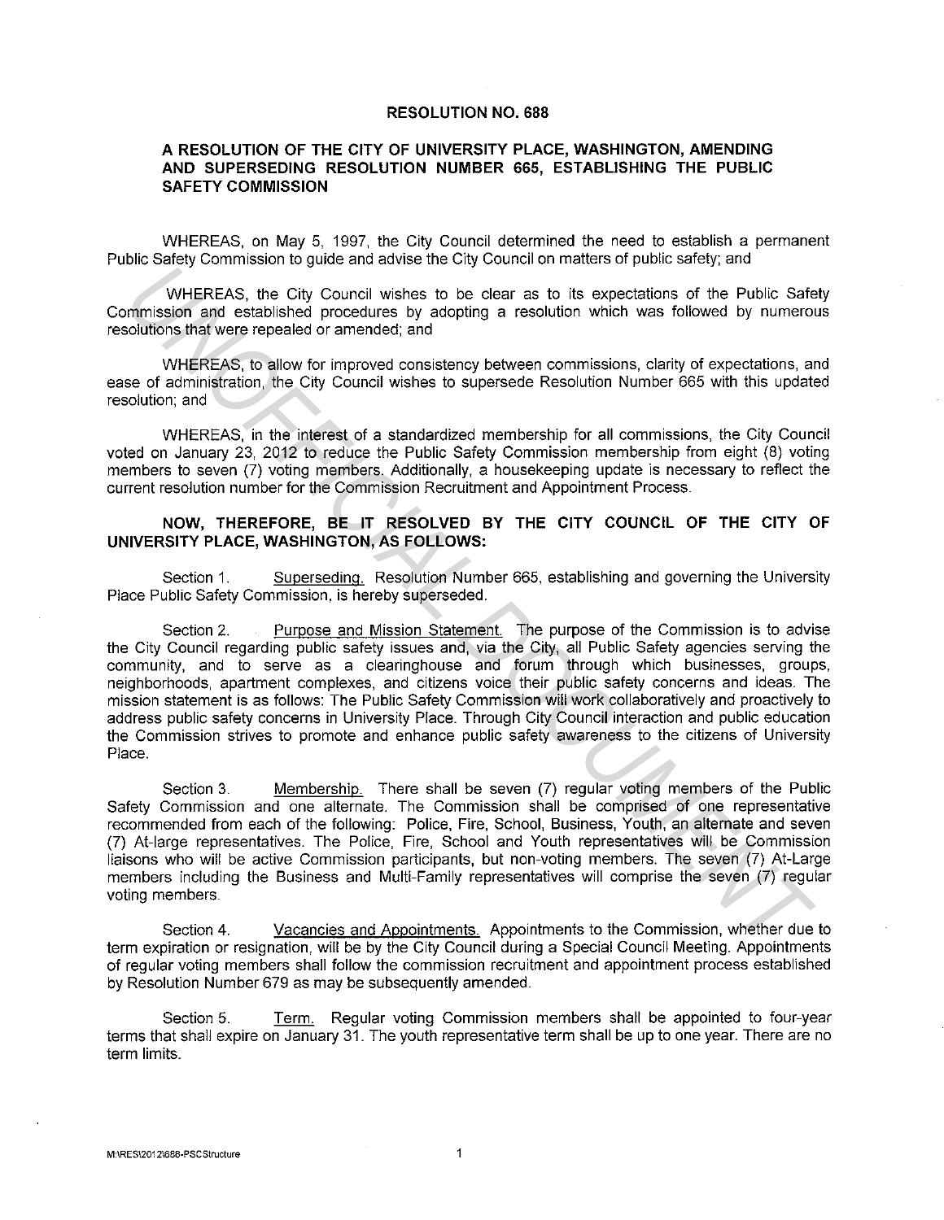# RESOLUTION NO. 688

## A RESOLUTION OF THE CITY OF UNIVERSITY PLACE, WASHINGTON, AMENDING AND SUPERSEDING RESOLUTION NUMBER 665, ESTABLISHING THE PUBLIC SAFETY COMMISSION

WHEREAS, on May 5, 1997, the City Council determined the need to establish a permanent Public Safety Commission to guide and advise the City Council on matters of public safety; and

WHEREAS, the City Council wishes to be clear as to its expectations of the Public Safety Commission and established procedures by adopting a resolution which was followed by numerous resolutions that were repealed or amended; and

WHEREAS, to allow for improved consistency between commissions, clarity of expectations, and ease of administration, the City Council wishes to supersede Resolution Number 665 with this updated resolution; and

WHEREAS, in the interest of a standardized membership for all commissions, the City Council voted on January 23, 2012 to reduce the Public Safety Commission membership from eight (8) voting members to seven (7) voting members. Additionally, a housekeeping update is necessary to reflect the current resolution number for the Commission Recruitment and Appointment Process.

**NOW, THEREFORE, BE IT RESOLVED BY THE CITY COUNCIL OF THE CITY OF UNIVERSITY PLACE, WASHINGTON, AS FOLLOWS:**

Section 1. Superseding. Resolution Number 665, establishing and governing the University Place Public Safety Commission, is hereby superseded.

Section 2. Purpose and Mission Statement. The purpose of the Commission is to advise the City Council regarding public safety issues and, via the City, all Public Safety agencies serving the community, and to serve as a clearinghouse and forum through which businesses, groups, neighborhoods, apartment complexes, and citizens voice their public safety concerns and ideas. The mission statement is as follows: The Public Safety Commission will work collaboratively and proactively to address public safety concerns in University Place. Through City Council interaction and public education the Commission strives to promote and enhance public safety awareness to the citizens of University Place.

Section 3. Membership. There shall be seven (7) regular voting members of the Public Safety Commission and one alternate. The Commission shall be comprised of one representative recommended from each of the following: Police, Fire, School, Business, Youth, an alternate and seven (7) At-large representatives. The Police, Fire, School and Youth representatives will be Commission liaisons who will be active Commission participants, but non-voting members. The seven (7) At-Large members including the Business and Multi-Family representatives will comprise the seven (7) regular voting members.

Section 4. Vacancies and Appointments. Appointments to the Commission, whether due to term expiration or resignation, will be by the City Council during a Special Council Meeting. Appointments of regular voting members shall follow the commission recruitment and appointment process established by Resolution Number 679 as may be subsequently amended.

Section 5. Term. Regular voting Commission members shall be appointed to four-year terms that shall expire on January 31. The youth representative term shall be up to one year. There are no term limits.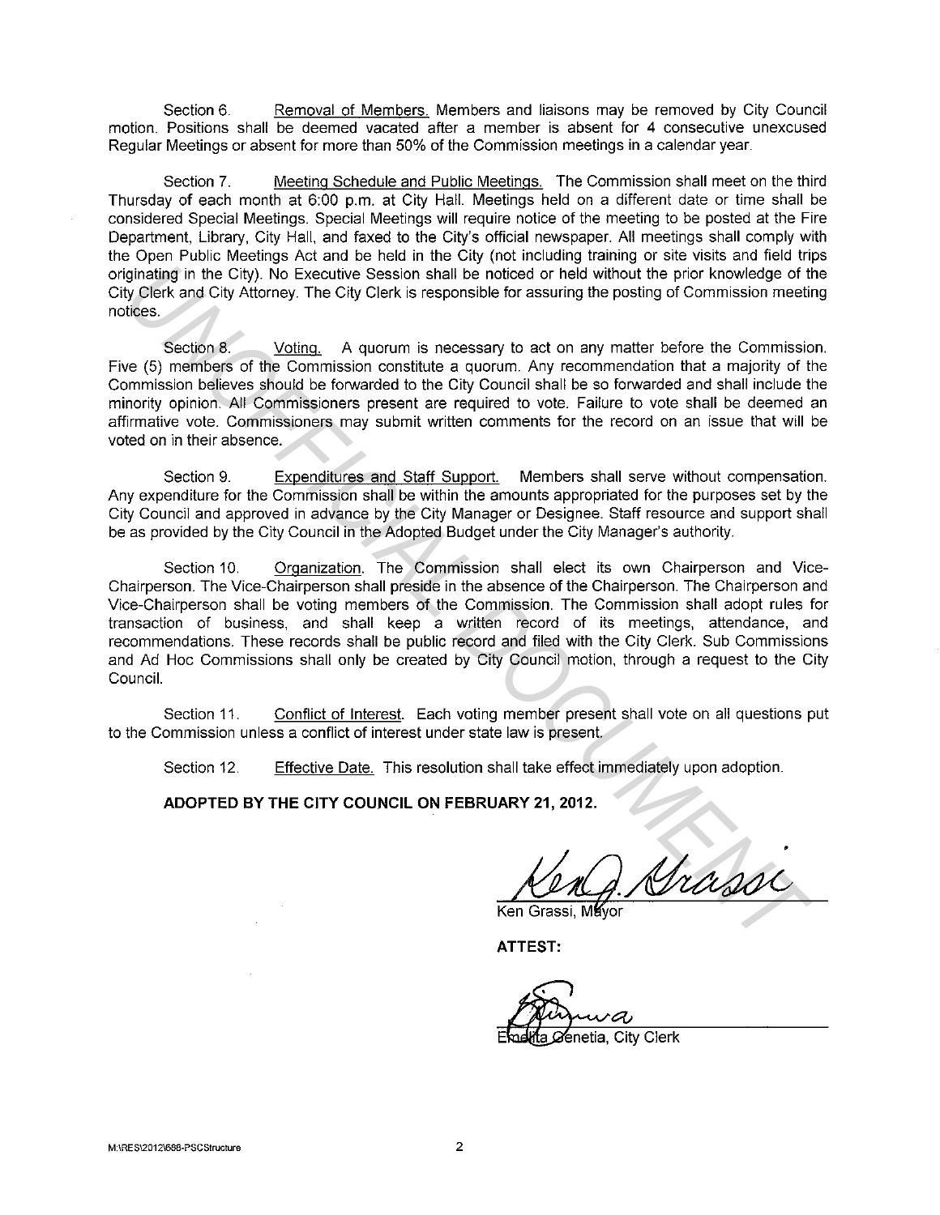Section 6. Removal of Members. Members and liaisons may be removed by City Council motion. Positions shall be deemed vacated after a member is absent for 4 consecutive unexcused Regular Meetings or absent for more than 50% of the Commission meetings in a calendar year.

Section 7. Meeting Schedule and Public Meetings. The Commission shall meet on the third Thursday of each month at 6:00 p.m. at City Hall. Meetings held on a different date or time shall be considered Special Meetings. Special Meetings will require notice of the meeting to be posted at the Fire Department, Library, City Hall, and faxed to the City's official newspaper. All meetings shall comply with the Open Public Meetings Act and be held in the City (not including training or site visits and field trips originating in the City). No Executive Session shall be noticed or held without the prior knowledge of the City Clerk and City Attorney. The City Clerk is responsible for assuring the posting of Commission meeting notices.

Section 8. Voting. A quorum is necessary to act on any matter before the Commission. Five (5) members of the Commission constitute a quorum. Any recommendation that a majority of the Commission believes should be forwarded to the City Council shall be so forwarded and shall include the minority opinion. All Commissioners present are required to vote. Failure to vote shall be deemed an affirmative vote. Commissioners may submit written comments for the record on an issue that will be voted on in their absence.

Section 9. Expenditures and Staff Support. Members shall serve without compensation. Any expenditure for the Commission shall be within the amounts appropriated for the purposes set by the City Council and approved in advance by the City Manager or Designee. Staff resource and support shall be as provided by the City Council in the Adopted Budget under the City Manager's authority.

Section 10. Organization. The Commission shall elect its own Chairperson and Vice-Chairperson. The Vice-Chairperson shall preside in the absence of the Chairperson. The Chairperson and Vice-Chairperson shall be voting members of the Commission. The Commission shall adopt rules for transaction of business, and shall keep a written record of its meetings, attendance, and recommendations. These records shall be public record and filed with the City Clerk. Sub Commissions and Ad Hoc Commissions shall only be created by City Council motion, through a request to the City Council.

Section 11. Conflict of Interest. Each voting member present shall vote on all questions put to the Commission unless a conflict of interest under state law is present.

Section 12. Effective Date. This resolution shall take effect immediately upon adoption.

**ADOPTED BY THE CITY COUNCIL ON FEBRUARY 21, 2012.**

Ken Grassi, Mayor

**ATTEST:**

Emelita Genetia, City Clerk

M:\RES\2012\688-PSCStructure